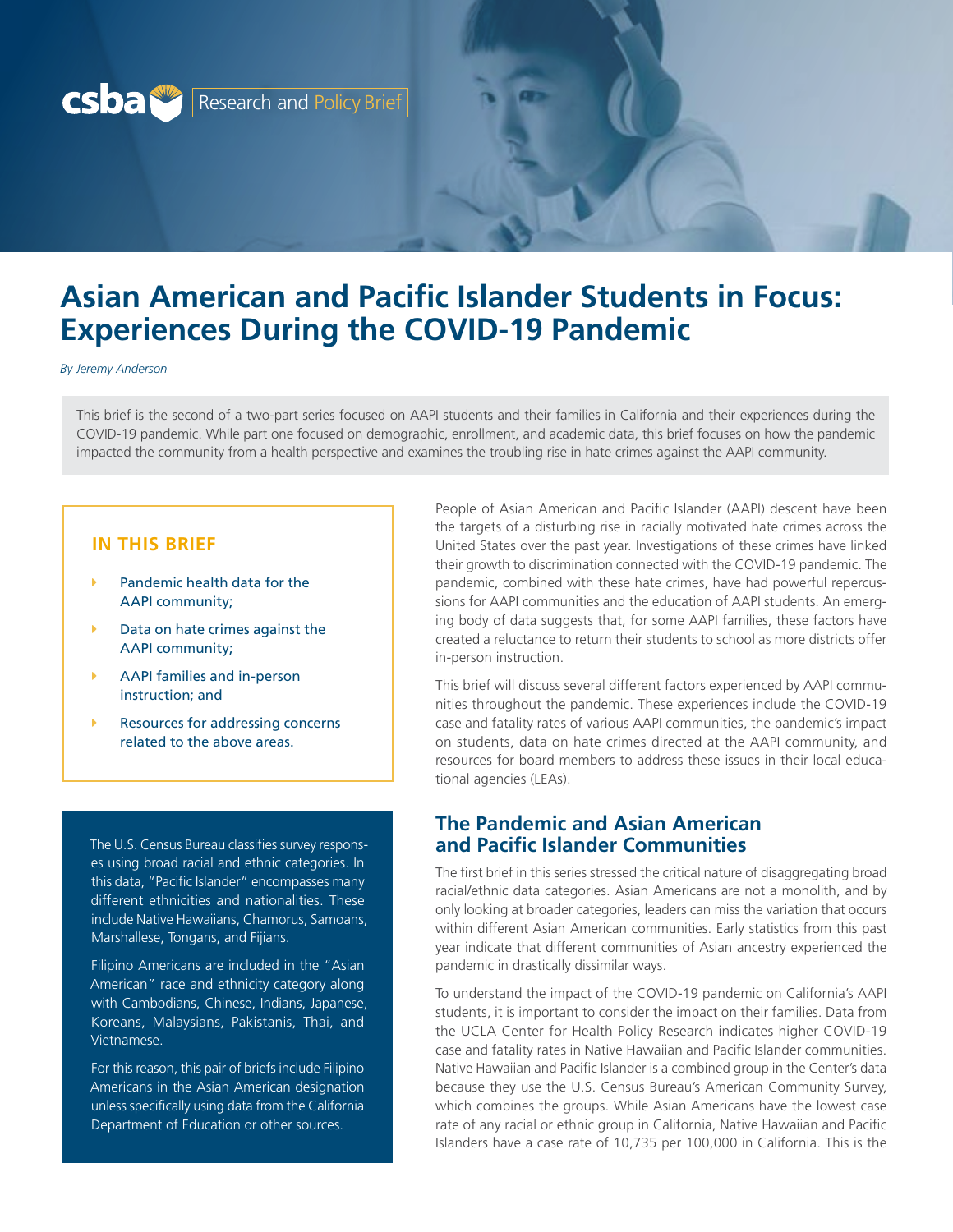csba Research and Policy Brief

# Asian American and Pacific Islander Students in Focus: Experiences During the COVID-19 Pandemic

*By Jeremy Anderson*

This brief is the second of a two-part series focused on AAPI students and their families in California and their experiences during the COVID-19 pandemic. While part one focused on demographic, enrollment, and academic data, this brief focuses on how the pandemic impacted the community from a health perspective and examines the troubling rise in hate crimes against the AAPI community.

## IN THIS BRIEF

- Pandemic health data for the AAPI community;
- Data on hate crimes against the AAPI community;
- AAPI families and in-person instruction; and
- Resources for addressing concerns related to the above areas.

The U.S. Census Bureau classifies survey responses using broad racial and ethnic categories. In this data, "Pacific Islander" encompasses many different ethnicities and nationalities. These include Native Hawaiians, Chamorus, Samoans, Marshallese, Tongans, and Fijians.

Filipino Americans are included in the "Asian American" race and ethnicity category along with Cambodians, Chinese, Indians, Japanese, Koreans, Malaysians, Pakistanis, Thai, and Vietnamese.

For this reason, this pair of briefs include Filipino Americans in the Asian American designation unless specifically using data from the California Department of Education or other sources.

People of Asian American and Pacific Islander (AAPI) descent have been the targets of a disturbing rise in racially motivated hate crimes across the United States over the past year. Investigations of these crimes have linked their growth to discrimination connected with the COVID-19 pandemic. The pandemic, combined with these hate crimes, have had powerful repercussions for AAPI communities and the education of AAPI students. An emerging body of data suggests that, for some AAPI families, these factors have created a reluctance to return their students to school as more districts offer in-person instruction.

This brief will discuss several different factors experienced by AAPI communities throughout the pandemic. These experiences include the COVID-19 case and fatality rates of various AAPI communities, the pandemic's impact on students, data on hate crimes directed at the AAPI community, and resources for board members to address these issues in their local educational agencies (LEAs).

## The Pandemic and Asian American and Pacific Islander Communities

The first brief in this series stressed the critical nature of disaggregating broad racial/ethnic data categories. Asian Americans are not a monolith, and by only looking at broader categories, leaders can miss the variation that occurs within different Asian American communities. Early statistics from this past year indicate that different communities of Asian ancestry experienced the pandemic in drastically dissimilar ways.

To understand the impact of the COVID-19 pandemic on California's AAPI students, it is important to consider the impact on their families. Data from the UCLA Center for Health Policy Research indicates higher COVID-19 case and fatality rates in Native Hawaiian and Pacific Islander communities. Native Hawaiian and Pacific Islander is a combined group in the Center's data because they use the U.S. Census Bureau's American Community Survey, which combines the groups. While Asian Americans have the lowest case rate of any racial or ethnic group in California, Native Hawaiian and Pacific Islanders have a case rate of 10,735 per 100,000 in California. This is the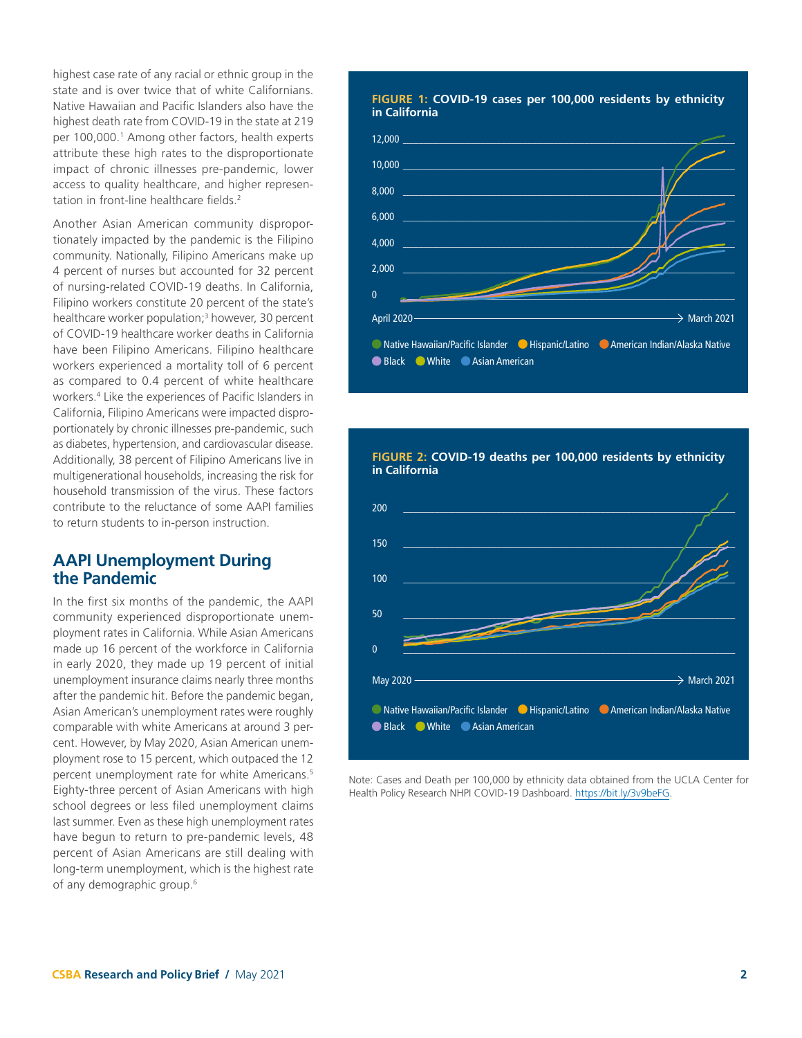highest case rate of any racial or ethnic group in the state and is over twice that of white Californians. Native Hawaiian and Pacific Islanders also have the highest death rate from COVID-19 in the state at 219 per 100,000.[1] Among other factors, health experts attribute these high rates to the disproportionate impact of chronic illnesses pre-pandemic, lower access to quality healthcare, and higher representation in front-line healthcare fields.[2]

Another Asian American community disproportionately impacted by the pandemic is the Filipino community. Nationally, Filipino Americans make up 4 percent of nurses but accounted for 32 percent of nursing-related COVID-19 deaths. In California, Filipino workers constitute 20 percent of the state's healthcare worker population;[3] however, 30 percent of COVID-19 healthcare worker deaths in California have been Filipino Americans. Filipino healthcare workers experienced a mortality toll of 6 percent as compared to 0.4 percent of white healthcare workers.[4] Like the experiences of Pacific Islanders in California, Filipino Americans were impacted disproportionately by chronic illnesses pre-pandemic, such as diabetes, hypertension, and cardiovascular disease. Additionally, 38 percent of Filipino Americans live in multigenerational households, increasing the risk for household transmission of the virus. These factors contribute to the reluctance of some AAPI families to return students to in-person instruction.

## AAPI Unemployment During the Pandemic

In the first six months of the pandemic, the AAPI community experienced disproportionate unemployment rates in California. While Asian Americans made up 16 percent of the workforce in California in early 2020, they made up 19 percent of initial unemployment insurance claims nearly three months after the pandemic hit. Before the pandemic began, Asian American's unemployment rates were roughly comparable with white Americans at around 3 percent. However, by May 2020, Asian American unemployment rose to 15 percent, which outpaced the 12 percent unemployment rate for white Americans.[5] Eighty-three percent of Asian Americans with high school degrees or less filed unemployment claims last summer. Even as these high unemployment rates have begun to return to pre-pandemic levels, 48 percent of Asian Americans are still dealing with long-term unemployment, which is the highest rate of any demographic group.[6]

**FIGURE 1: COVID-19 cases per 100,000 residents by ethnicity in California**

April 2020 → March 2021

Native Hawaiian/Pacific Islander, Hispanic/Latino, American Indian/Alaska Native, Black, White, Asian American

**FIGURE 2: COVID-19 deaths per 100,000 residents by ethnicity in California**

May 2020 → March 2021

Native Hawaiian/Pacific Islander, Hispanic/Latino, American Indian/Alaska Native, Black, White, Asian American

Note: Cases and Death per 100,000 by ethnicity data obtained from the UCLA Center for Health Policy Research NHPI COVID-19 Dashboard. https://bit.ly/3v9beFG.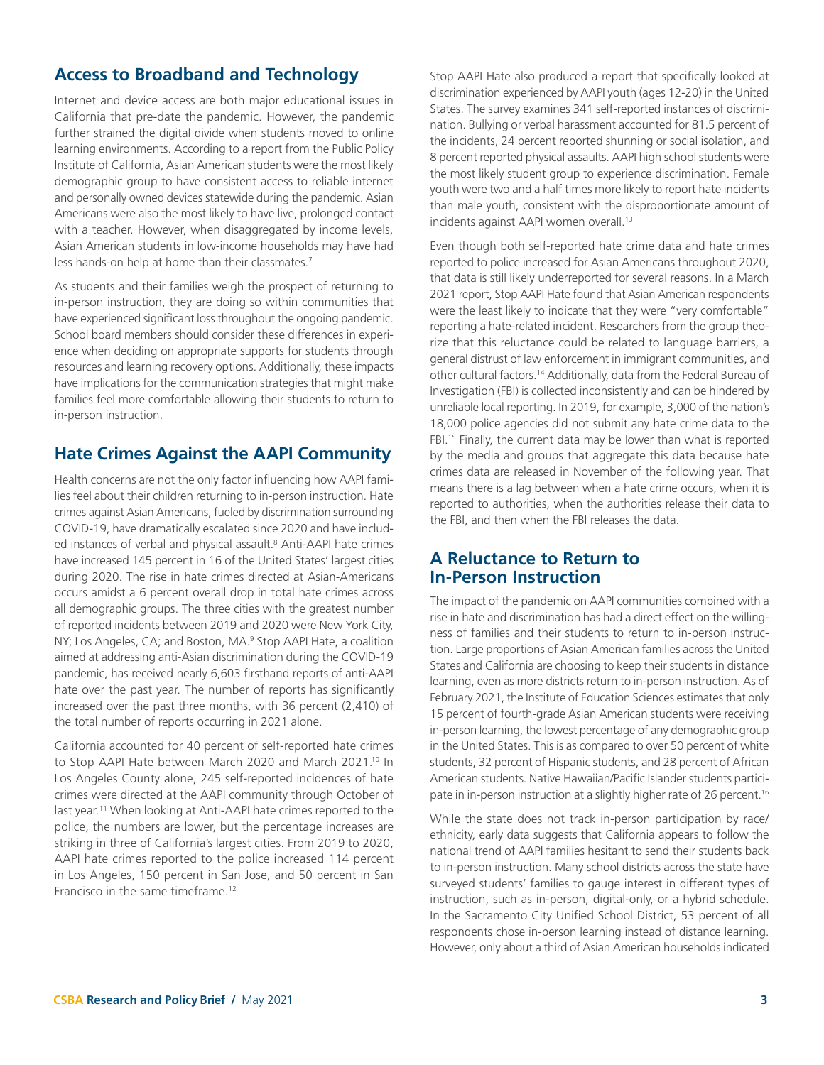## Access to Broadband and Technology

Internet and device access are both major educational issues in California that pre-date the pandemic. However, the pandemic further strained the digital divide when students moved to online learning environments. According to a report from the Public Policy Institute of California, Asian American students were the most likely demographic group to have consistent access to reliable internet and personally owned devices statewide during the pandemic. Asian Americans were also the most likely to have live, prolonged contact with a teacher. However, when disaggregated by income levels, Asian American students in low-income households may have had less hands-on help at home than their classmates.[7]

As students and their families weigh the prospect of returning to in-person instruction, they are doing so within communities that have experienced significant loss throughout the ongoing pandemic. School board members should consider these differences in experience when deciding on appropriate supports for students through resources and learning recovery options. Additionally, these impacts have implications for the communication strategies that might make families feel more comfortable allowing their students to return to in-person instruction.

## Hate Crimes Against the AAPI Community

Health concerns are not the only factor influencing how AAPI families feel about their children returning to in-person instruction. Hate crimes against Asian Americans, fueled by discrimination surrounding COVID-19, have dramatically escalated since 2020 and have included instances of verbal and physical assault.[8] Anti-AAPI hate crimes have increased 145 percent in 16 of the United States' largest cities during 2020. The rise in hate crimes directed at Asian-Americans occurs amidst a 6 percent overall drop in total hate crimes across all demographic groups. The three cities with the greatest number of reported incidents between 2019 and 2020 were New York City, NY; Los Angeles, CA; and Boston, MA.[9] Stop AAPI Hate, a coalition aimed at addressing anti-Asian discrimination during the COVID-19 pandemic, has received nearly 6,603 firsthand reports of anti-AAPI hate over the past year. The number of reports has significantly increased over the past three months, with 36 percent (2,410) of the total number of reports occurring in 2021 alone.

California accounted for 40 percent of self-reported hate crimes to Stop AAPI Hate between March 2020 and March 2021.[10] In Los Angeles County alone, 245 self-reported incidences of hate crimes were directed at the AAPI community through October of last year.[11] When looking at Anti-AAPI hate crimes reported to the police, the numbers are lower, but the percentage increases are striking in three of California's largest cities. From 2019 to 2020, AAPI hate crimes reported to the police increased 114 percent in Los Angeles, 150 percent in San Jose, and 50 percent in San Francisco in the same timeframe.[12]

Stop AAPI Hate also produced a report that specifically looked at discrimination experienced by AAPI youth (ages 12-20) in the United States. The survey examines 341 self-reported instances of discrimination. Bullying or verbal harassment accounted for 81.5 percent of the incidents, 24 percent reported shunning or social isolation, and 8 percent reported physical assaults. AAPI high school students were the most likely student group to experience discrimination. Female youth were two and a half times more likely to report hate incidents than male youth, consistent with the disproportionate amount of incidents against AAPI women overall.[13]

Even though both self-reported hate crime data and hate crimes reported to police increased for Asian Americans throughout 2020, that data is still likely underreported for several reasons. In a March 2021 report, Stop AAPI Hate found that Asian American respondents were the least likely to indicate that they were "very comfortable" reporting a hate-related incident. Researchers from the group theorize that this reluctance could be related to language barriers, a general distrust of law enforcement in immigrant communities, and other cultural factors.[14] Additionally, data from the Federal Bureau of Investigation (FBI) is collected inconsistently and can be hindered by unreliable local reporting. In 2019, for example, 3,000 of the nation's 18,000 police agencies did not submit any hate crime data to the FBI.[15] Finally, the current data may be lower than what is reported by the media and groups that aggregate this data because hate crimes data are released in November of the following year. That means there is a lag between when a hate crime occurs, when it is reported to authorities, when the authorities release their data to the FBI, and then when the FBI releases the data.

## A Reluctance to Return to In-Person Instruction

The impact of the pandemic on AAPI communities combined with a rise in hate and discrimination has had a direct effect on the willingness of families and their students to return to in-person instruction. Large proportions of Asian American families across the United States and California are choosing to keep their students in distance learning, even as more districts return to in-person instruction. As of February 2021, the Institute of Education Sciences estimates that only 15 percent of fourth-grade Asian American students were receiving in-person learning, the lowest percentage of any demographic group in the United States. This is as compared to over 50 percent of white students, 32 percent of Hispanic students, and 28 percent of African American students. Native Hawaiian/Pacific Islander students participate in in-person instruction at a slightly higher rate of 26 percent.[16]

While the state does not track in-person participation by race/ethnicity, early data suggests that California appears to follow the national trend of AAPI families hesitant to send their students back to in-person instruction. Many school districts across the state have surveyed students' families to gauge interest in different types of instruction, such as in-person, digital-only, or a hybrid schedule. In the Sacramento City Unified School District, 53 percent of all respondents chose in-person learning instead of distance learning. However, only about a third of Asian American households indicated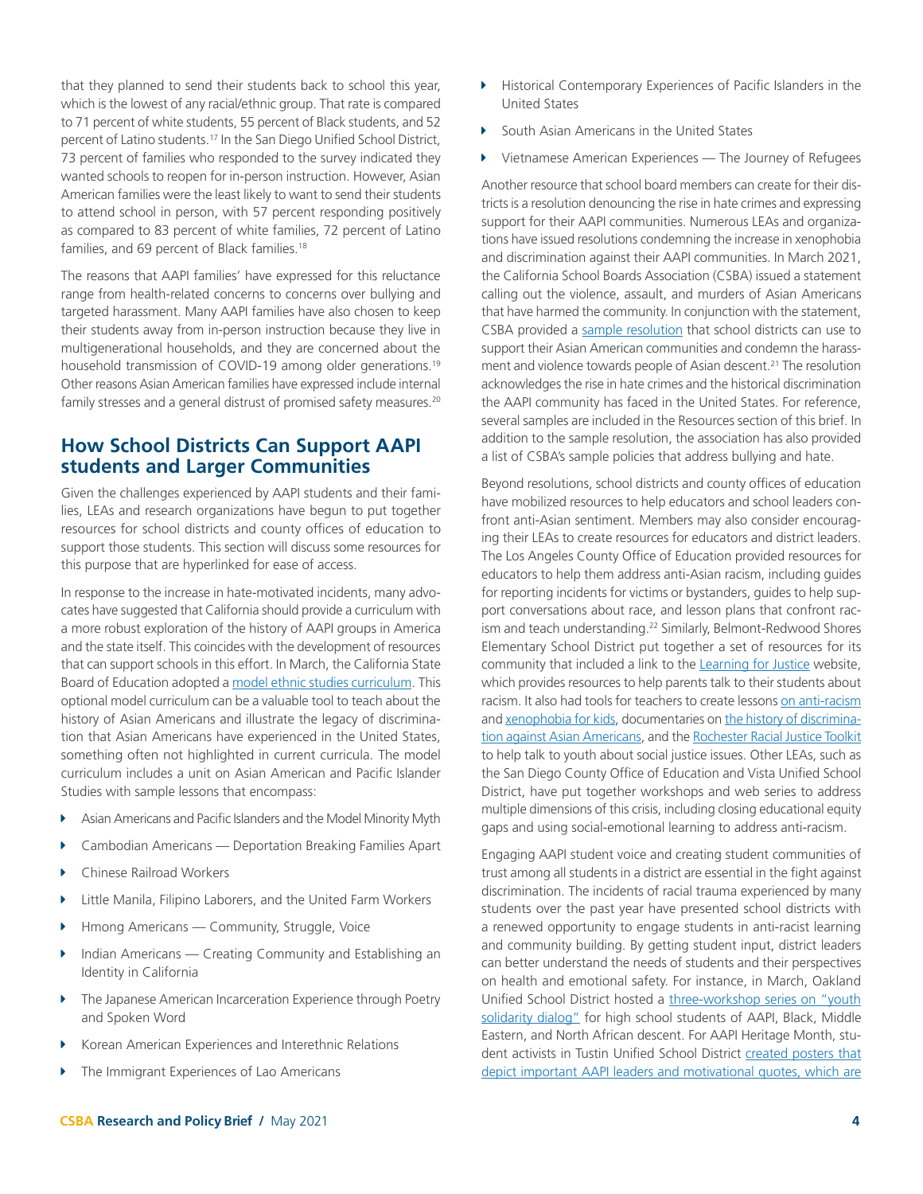that they planned to send their students back to school this year, which is the lowest of any racial/ethnic group. That rate is compared to 71 percent of white students, 55 percent of Black students, and 52 percent of Latino students.[17] In the San Diego Unified School District, 73 percent of families who responded to the survey indicated they wanted schools to reopen for in-person instruction. However, Asian American families were the least likely to want to send their students to attend school in person, with 57 percent responding positively as compared to 83 percent of white families, 72 percent of Latino families, and 69 percent of Black families.[18]

The reasons that AAPI families' have expressed for this reluctance range from health-related concerns to concerns over bullying and targeted harassment. Many AAPI families have also chosen to keep their students away from in-person instruction because they live in multigenerational households, and they are concerned about the household transmission of COVID-19 among older generations.[19] Other reasons Asian American families have expressed include internal family stresses and a general distrust of promised safety measures.[20]

## How School Districts Can Support AAPI students and Larger Communities

Given the challenges experienced by AAPI students and their families, LEAs and research organizations have begun to put together resources for school districts and county offices of education to support those students. This section will discuss some resources for this purpose that are hyperlinked for ease of access.

In response to the increase in hate-motivated incidents, many advocates have suggested that California should provide a curriculum with a more robust exploration of the history of AAPI groups in America and the state itself. This coincides with the development of resources that can support schools in this effort. In March, the California State Board of Education adopted a model ethnic studies curriculum. This optional model curriculum can be a valuable tool to teach about the history of Asian Americans and illustrate the legacy of discrimination that Asian Americans have experienced in the United States, something often not highlighted in current curricula. The model curriculum includes a unit on Asian American and Pacific Islander Studies with sample lessons that encompass:

- Asian Americans and Pacific Islanders and the Model Minority Myth
- Cambodian Americans — Deportation Breaking Families Apart
- Chinese Railroad Workers
- Little Manila, Filipino Laborers, and the United Farm Workers
- Hmong Americans — Community, Struggle, Voice
- Indian Americans — Creating Community and Establishing an Identity in California
- The Japanese American Incarceration Experience through Poetry and Spoken Word
- Korean American Experiences and Interethnic Relations
- The Immigrant Experiences of Lao Americans
- Historical Contemporary Experiences of Pacific Islanders in the United States
- South Asian Americans in the United States
- Vietnamese American Experiences — The Journey of Refugees

Another resource that school board members can create for their districts is a resolution denouncing the rise in hate crimes and expressing support for their AAPI communities. Numerous LEAs and organizations have issued resolutions condemning the increase in xenophobia and discrimination against their AAPI communities. In March 2021, the California School Boards Association (CSBA) issued a statement calling out the violence, assault, and murders of Asian Americans that have harmed the community. In conjunction with the statement, CSBA provided a sample resolution that school districts can use to support their Asian American communities and condemn the harassment and violence towards people of Asian descent.[21] The resolution acknowledges the rise in hate crimes and the historical discrimination the AAPI community has faced in the United States. For reference, several samples are included in the Resources section of this brief. In addition to the sample resolution, the association has also provided a list of CSBA's sample policies that address bullying and hate.

Beyond resolutions, school districts and county offices of education have mobilized resources to help educators and school leaders confront anti-Asian sentiment. Members may also consider encouraging their LEAs to create resources for educators and district leaders. The Los Angeles County Office of Education provided resources for educators to help them address anti-Asian racism, including guides for reporting incidents for victims or bystanders, guides to help support conversations about race, and lesson plans that confront racism and teach understanding.[22] Similarly, Belmont-Redwood Shores Elementary School District put together a set of resources for its community that included a link to the Learning for Justice website, which provides resources to help parents talk to their students about racism. It also had tools for teachers to create lessons on anti-racism and xenophobia for kids, documentaries on the history of discrimination against Asian Americans, and the Rochester Racial Justice Toolkit to help talk to youth about social justice issues. Other LEAs, such as the San Diego County Office of Education and Vista Unified School District, have put together workshops and web series to address multiple dimensions of this crisis, including closing educational equity gaps and using social-emotional learning to address anti-racism.

Engaging AAPI student voice and creating student communities of trust among all students in a district are essential in the fight against discrimination. The incidents of racial trauma experienced by many students over the past year have presented school districts with a renewed opportunity to engage students in anti-racist learning and community building. By getting student input, district leaders can better understand the needs of students and their perspectives on health and emotional safety. For instance, in March, Oakland Unified School District hosted a three-workshop series on "youth solidarity dialog" for high school students of AAPI, Black, Middle Eastern, and North African descent. For AAPI Heritage Month, student activists in Tustin Unified School District created posters that depict important AAPI leaders and motivational quotes, which are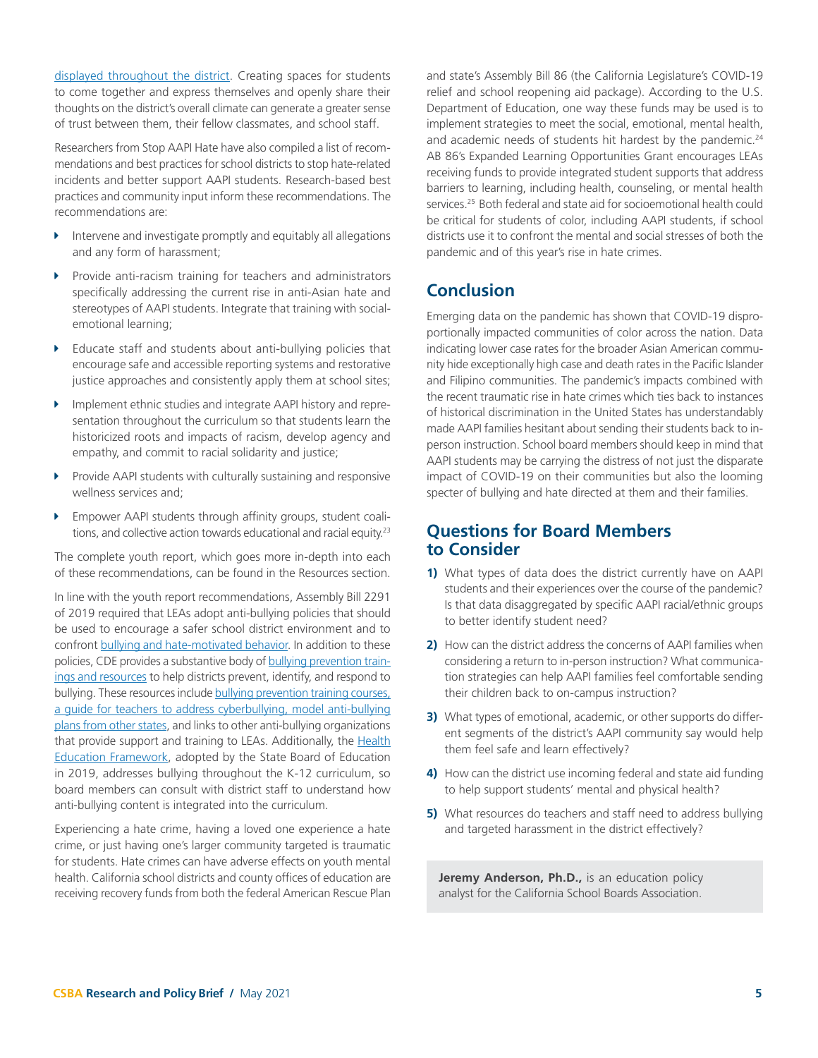displayed throughout the district. Creating spaces for students to come together and express themselves and openly share their thoughts on the district's overall climate can generate a greater sense of trust between them, their fellow classmates, and school staff.

Researchers from Stop AAPI Hate have also compiled a list of recommendations and best practices for school districts to stop hate-related incidents and better support AAPI students. Research-based best practices and community input inform these recommendations. The recommendations are:

- Intervene and investigate promptly and equitably all allegations and any form of harassment;
- Provide anti-racism training for teachers and administrators specifically addressing the current rise in anti-Asian hate and stereotypes of AAPI students. Integrate that training with social-emotional learning;
- Educate staff and students about anti-bullying policies that encourage safe and accessible reporting systems and restorative justice approaches and consistently apply them at school sites;
- Implement ethnic studies and integrate AAPI history and representation throughout the curriculum so that students learn the historicized roots and impacts of racism, develop agency and empathy, and commit to racial solidarity and justice;
- Provide AAPI students with culturally sustaining and responsive wellness services and;
- Empower AAPI students through affinity groups, student coalitions, and collective action towards educational and racial equity.[23]

The complete youth report, which goes more in-depth into each of these recommendations, can be found in the Resources section.

In line with the youth report recommendations, Assembly Bill 2291 of 2019 required that LEAs adopt anti-bullying policies that should be used to encourage a safer school district environment and to confront bullying and hate-motivated behavior. In addition to these policies, CDE provides a substantive body of bullying prevention trainings and resources to help districts prevent, identify, and respond to bullying. These resources include bullying prevention training courses, a guide for teachers to address cyberbullying, model anti-bullying plans from other states, and links to other anti-bullying organizations that provide support and training to LEAs. Additionally, the Health Education Framework, adopted by the State Board of Education in 2019, addresses bullying throughout the K-12 curriculum, so board members can consult with district staff to understand how anti-bullying content is integrated into the curriculum.

Experiencing a hate crime, having a loved one experience a hate crime, or just having one's larger community targeted is traumatic for students. Hate crimes can have adverse effects on youth mental health. California school districts and county offices of education are receiving recovery funds from both the federal American Rescue Plan and state's Assembly Bill 86 (the California Legislature's COVID-19 relief and school reopening aid package). According to the U.S. Department of Education, one way these funds may be used is to implement strategies to meet the social, emotional, mental health, and academic needs of students hit hardest by the pandemic.[24] AB 86's Expanded Learning Opportunities Grant encourages LEAs receiving funds to provide integrated student supports that address barriers to learning, including health, counseling, or mental health services.[25] Both federal and state aid for socioemotional health could be critical for students of color, including AAPI students, if school districts use it to confront the mental and social stresses of both the pandemic and of this year's rise in hate crimes.

## Conclusion

Emerging data on the pandemic has shown that COVID-19 disproportionally impacted communities of color across the nation. Data indicating lower case rates for the broader Asian American community hide exceptionally high case and death rates in the Pacific Islander and Filipino communities. The pandemic's impacts combined with the recent traumatic rise in hate crimes which ties back to instances of historical discrimination in the United States has understandably made AAPI families hesitant about sending their students back to in-person instruction. School board members should keep in mind that AAPI students may be carrying the distress of not just the disparate impact of COVID-19 on their communities but also the looming specter of bullying and hate directed at them and their families.

## Questions for Board Members to Consider

1) What types of data does the district currently have on AAPI students and their experiences over the course of the pandemic? Is that data disaggregated by specific AAPI racial/ethnic groups to better identify student need?
2) How can the district address the concerns of AAPI families when considering a return to in-person instruction? What communication strategies can help AAPI families feel comfortable sending their children back to on-campus instruction?
3) What types of emotional, academic, or other supports do different segments of the district's AAPI community say would help them feel safe and learn effectively?
4) How can the district use incoming federal and state aid funding to help support students' mental and physical health?
5) What resources do teachers and staff need to address bullying and targeted harassment in the district effectively?

**Jeremy Anderson, Ph.D.,** is an education policy analyst for the California School Boards Association.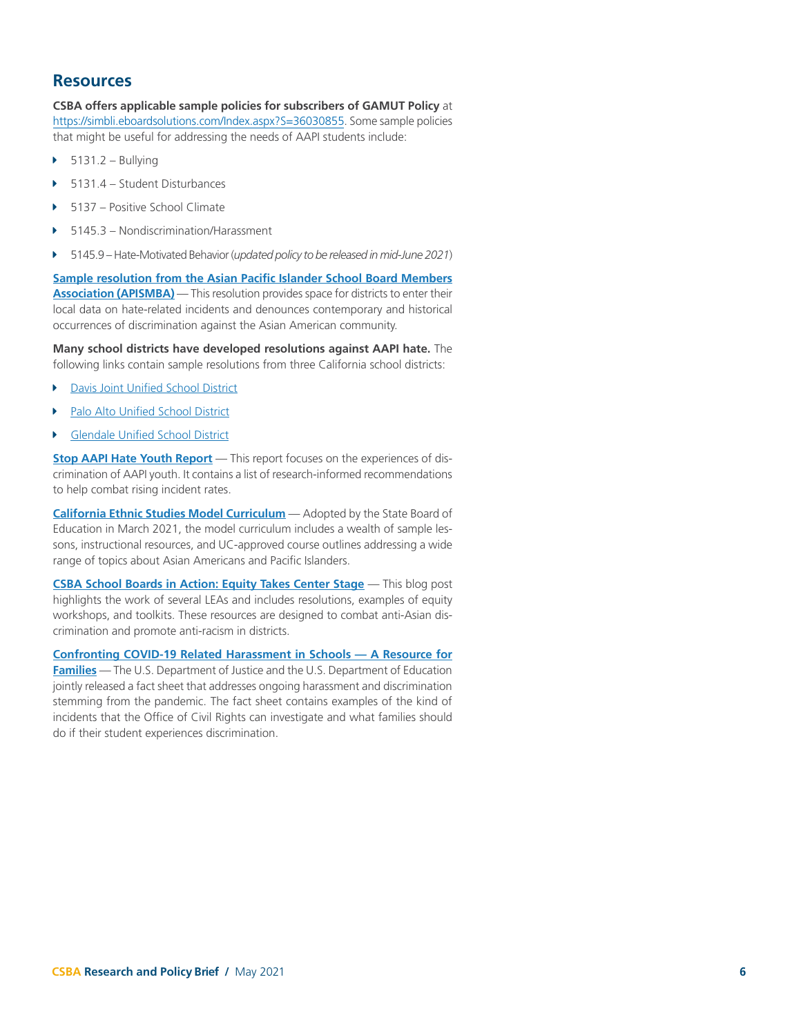## Resources

**CSBA offers applicable sample policies for subscribers of GAMUT Policy** at https://simbli.eboardsolutions.com/Index.aspx?S=36030855. Some sample policies that might be useful for addressing the needs of AAPI students include:

- 5131.2 – Bullying
- 5131.4 – Student Disturbances
- 5137 – Positive School Climate
- 5145.3 – Nondiscrimination/Harassment
- 5145.9 – Hate-Motivated Behavior (*updated policy to be released in mid-June 2021*)

**Sample resolution from the Asian Pacific Islander School Board Members Association (APISMBA)** — This resolution provides space for districts to enter their local data on hate-related incidents and denounces contemporary and historical occurrences of discrimination against the Asian American community.

**Many school districts have developed resolutions against AAPI hate.** The following links contain sample resolutions from three California school districts:

- Davis Joint Unified School District
- Palo Alto Unified School District
- Glendale Unified School District

**Stop AAPI Hate Youth Report** — This report focuses on the experiences of discrimination of AAPI youth. It contains a list of research-informed recommendations to help combat rising incident rates.

**California Ethnic Studies Model Curriculum** — Adopted by the State Board of Education in March 2021, the model curriculum includes a wealth of sample lessons, instructional resources, and UC-approved course outlines addressing a wide range of topics about Asian Americans and Pacific Islanders.

**CSBA School Boards in Action: Equity Takes Center Stage** — This blog post highlights the work of several LEAs and includes resolutions, examples of equity workshops, and toolkits. These resources are designed to combat anti-Asian discrimination and promote anti-racism in districts.

**Confronting COVID-19 Related Harassment in Schools — A Resource for Families** — The U.S. Department of Justice and the U.S. Department of Education jointly released a fact sheet that addresses ongoing harassment and discrimination stemming from the pandemic. The fact sheet contains examples of the kind of incidents that the Office of Civil Rights can investigate and what families should do if their student experiences discrimination.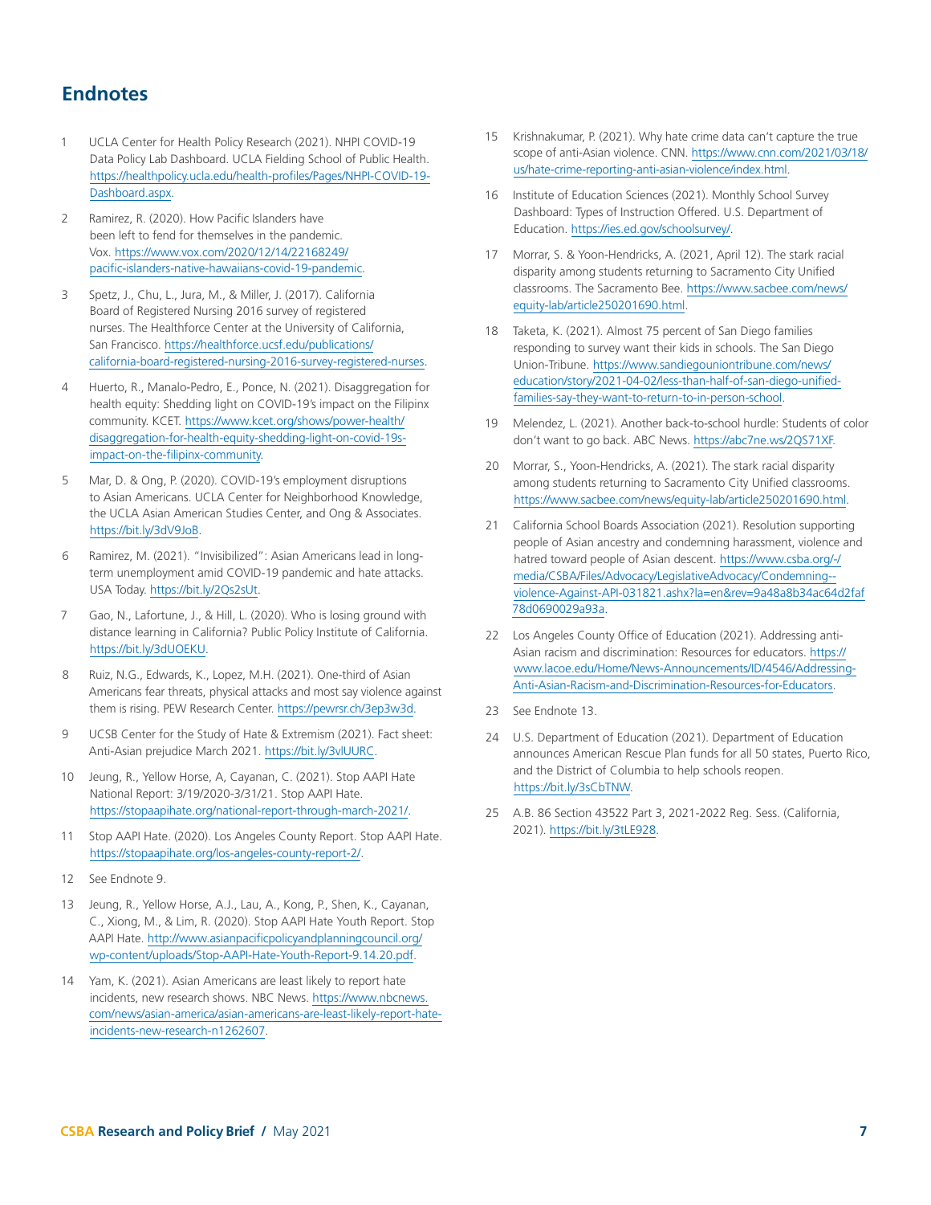## Endnotes

1. UCLA Center for Health Policy Research (2021). NHPI COVID-19 Data Policy Lab Dashboard. UCLA Fielding School of Public Health. https://healthpolicy.ucla.edu/health-profiles/Pages/NHPI-COVID-19-Dashboard.aspx.
2. Ramirez, R. (2020). How Pacific Islanders have been left to fend for themselves in the pandemic. Vox. https://www.vox.com/2020/12/14/22168249/pacific-islanders-native-hawaiians-covid-19-pandemic.
3. Spetz, J., Chu, L., Jura, M., & Miller, J. (2017). California Board of Registered Nursing 2016 survey of registered nurses. The Healthforce Center at the University of California, San Francisco. https://healthforce.ucsf.edu/publications/california-board-registered-nursing-2016-survey-registered-nurses.
4. Huerto, R., Manalo-Pedro, E., Ponce, N. (2021). Disaggregation for health equity: Shedding light on COVID-19's impact on the Filipinx community. KCET. https://www.kcet.org/shows/power-health/disaggregation-for-health-equity-shedding-light-on-covid-19s-impact-on-the-filipinx-community.
5. Mar, D. & Ong, P. (2020). COVID-19's employment disruptions to Asian Americans. UCLA Center for Neighborhood Knowledge, the UCLA Asian American Studies Center, and Ong & Associates. https://bit.ly/3dV9JoB.
6. Ramirez, M. (2021). "Invisibilized": Asian Americans lead in long-term unemployment amid COVID-19 pandemic and hate attacks. USA Today. https://bit.ly/2Qs2sUt.
7. Gao, N., Lafortune, J., & Hill, L. (2020). Who is losing ground with distance learning in California? Public Policy Institute of California. https://bit.ly/3dUOEKU.
8. Ruiz, N.G., Edwards, K., Lopez, M.H. (2021). One-third of Asian Americans fear threats, physical attacks and most say violence against them is rising. PEW Research Center. https://pewrsr.ch/3ep3w3d.
9. UCSB Center for the Study of Hate & Extremism (2021). Fact sheet: Anti-Asian prejudice March 2021. https://bit.ly/3vlUURC.
10. Jeung, R., Yellow Horse, A, Cayanan, C. (2021). Stop AAPI Hate National Report: 3/19/2020-3/31/21. Stop AAPI Hate. https://stopaapihate.org/national-report-through-march-2021/.
11. Stop AAPI Hate. (2020). Los Angeles County Report. Stop AAPI Hate. https://stopaapihate.org/los-angeles-county-report-2/.
12. See Endnote 9.
13. Jeung, R., Yellow Horse, A.J., Lau, A., Kong, P., Shen, K., Cayanan, C., Xiong, M., & Lim, R. (2020). Stop AAPI Hate Youth Report. Stop AAPI Hate. http://www.asianpacificpolicyandplanningcouncil.org/wp-content/uploads/Stop-AAPI-Hate-Youth-Report-9.14.20.pdf.
14. Yam, K. (2021). Asian Americans are least likely to report hate incidents, new research shows. NBC News. https://www.nbcnews.com/news/asian-america/asian-americans-are-least-likely-report-hate-incidents-new-research-n1262607.
15. Krishnakumar, P. (2021). Why hate crime data can't capture the true scope of anti-Asian violence. CNN. https://www.cnn.com/2021/03/18/us/hate-crime-reporting-anti-asian-violence/index.html.
16. Institute of Education Sciences (2021). Monthly School Survey Dashboard: Types of Instruction Offered. U.S. Department of Education. https://ies.ed.gov/schoolsurvey/.
17. Morrar, S. & Yoon-Hendricks, A. (2021, April 12). The stark racial disparity among students returning to Sacramento City Unified classrooms. The Sacramento Bee. https://www.sacbee.com/news/equity-lab/article250201690.html.
18. Taketa, K. (2021). Almost 75 percent of San Diego families responding to survey want their kids in schools. The San Diego Union-Tribune. https://www.sandiegouniontribune.com/news/education/story/2021-04-02/less-than-half-of-san-diego-unified-families-say-they-want-to-return-to-in-person-school.
19. Melendez, L. (2021). Another back-to-school hurdle: Students of color don't want to go back. ABC News. https://abc7ne.ws/2QS71XF.
20. Morrar, S., Yoon-Hendricks, A. (2021). The stark racial disparity among students returning to Sacramento City Unified classrooms. https://www.sacbee.com/news/equity-lab/article250201690.html.
21. California School Boards Association (2021). Resolution supporting people of Asian ancestry and condemning harassment, violence and hatred toward people of Asian descent. https://www.csba.org/-/media/CSBA/Files/Advocacy/LegislativeAdvocacy/Condemning--violence-Against-API-031821.ashx?la=en&rev=9a48a8b34ac64d2faf78d0690029a93a.
22. Los Angeles County Office of Education (2021). Addressing anti-Asian racism and discrimination: Resources for educators. https://www.lacoe.edu/Home/News-Announcements/ID/4546/Addressing-Anti-Asian-Racism-and-Discrimination-Resources-for-Educators.
23. See Endnote 13.
24. U.S. Department of Education (2021). Department of Education announces American Rescue Plan funds for all 50 states, Puerto Rico, and the District of Columbia to help schools reopen. https://bit.ly/3sCbTNW.
25. A.B. 86 Section 43522 Part 3, 2021-2022 Reg. Sess. (California, 2021). https://bit.ly/3tLE928.